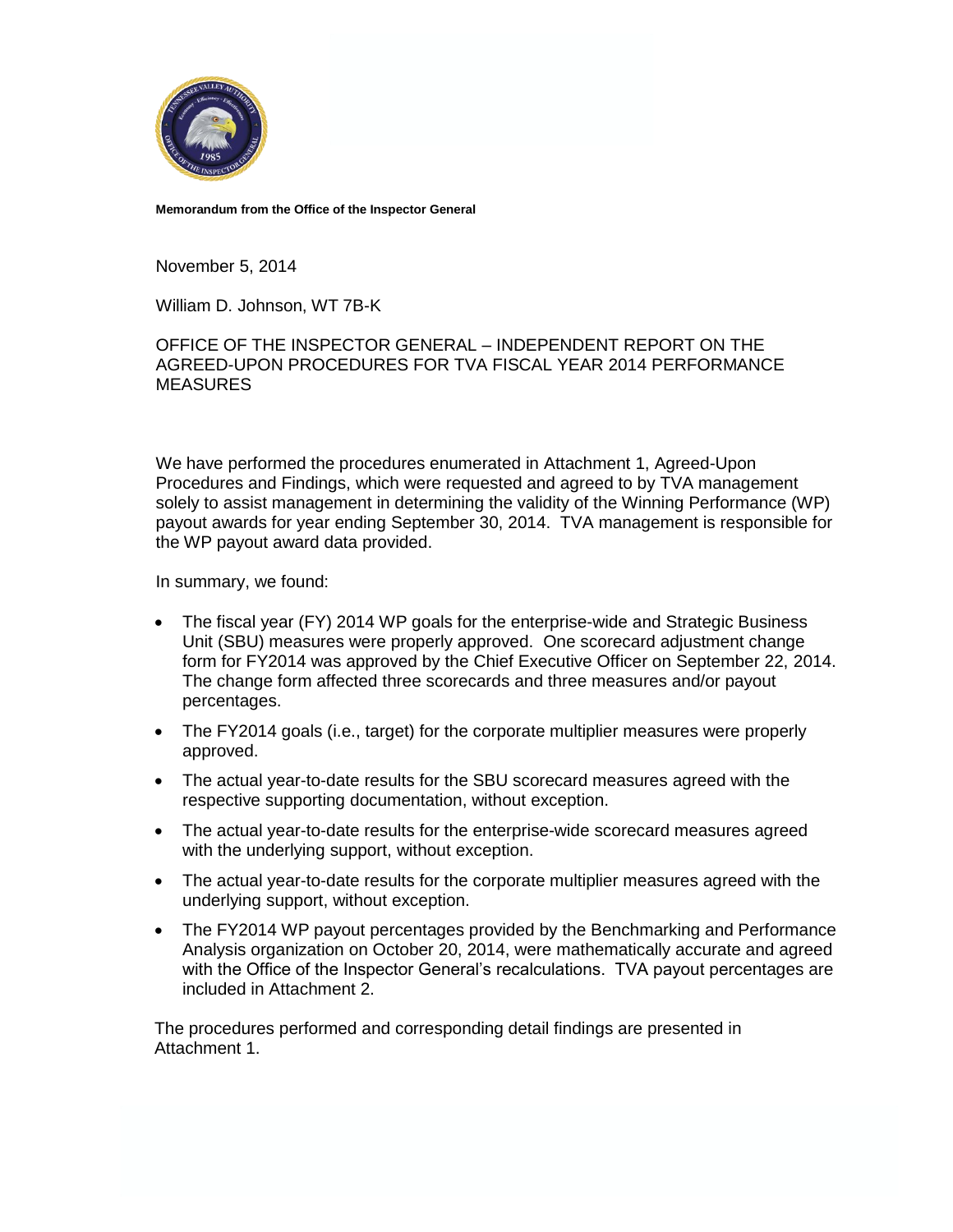**Memorandum from the Office of the Inspector General**

November 5, 2014

William D. Johnson, WT 7B-K

OFFICE OF THE INSPECTOR GENERAL – INDEPENDENT REPORT ON THE AGREED-UPON PROCEDURES FOR TVA FISCAL YEAR 2014 PERFORMANCE MEASURES

We have performed the procedures enumerated in Attachment 1, Agreed-Upon Procedures and Findings, which were requested and agreed to by TVA management solely to assist management in determining the validity of the Winning Performance (WP) payout awards for year ending September 30, 2014. TVA management is responsible for the WP payout award data provided.

In summary, we found:

- The fiscal year (FY) 2014 WP goals for the enterprise-wide and Strategic Business Unit (SBU) measures were properly approved. One scorecard adjustment change form for FY2014 was approved by the Chief Executive Officer on September 22, 2014. The change form affected three scorecards and three measures and/or payout percentages.
- The FY2014 goals (i.e., target) for the corporate multiplier measures were properly approved.
- The actual year-to-date results for the SBU scorecard measures agreed with the respective supporting documentation, without exception.
- The actual year-to-date results for the enterprise-wide scorecard measures agreed with the underlying support, without exception.
- The actual year-to-date results for the corporate multiplier measures agreed with the underlying support, without exception.
- The FY2014 WP payout percentages provided by the Benchmarking and Performance Analysis organization on October 20, 2014, were mathematically accurate and agreed with the Office of the Inspector General's recalculations. TVA payout percentages are included in Attachment 2.

The procedures performed and corresponding detail findings are presented in Attachment 1.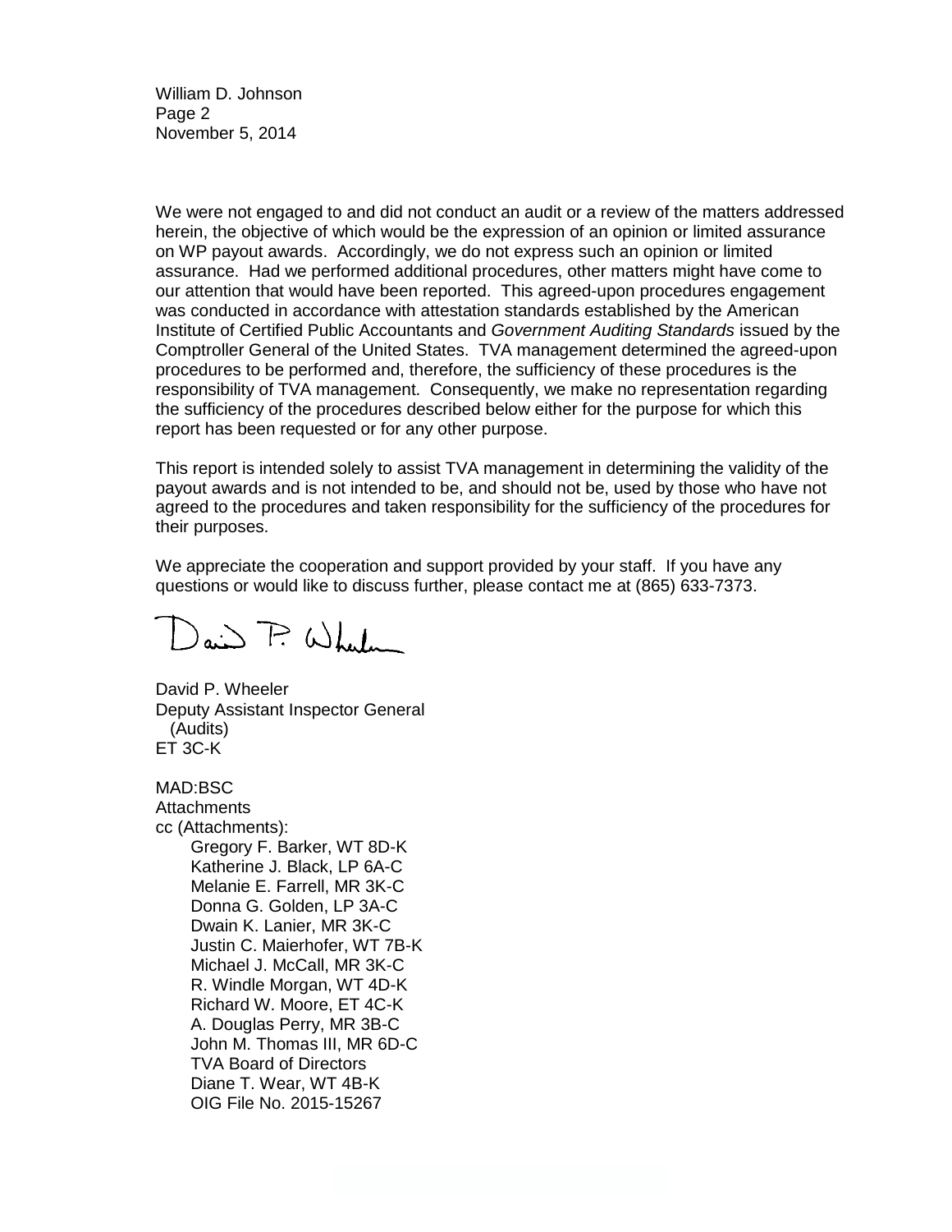We were not engaged to and did not conduct an audit or a review of the matters addressed herein, the objective of which would be the expression of an opinion or limited assurance on WP payout awards. Accordingly, we do not express such an opinion or limited assurance. Had we performed additional procedures, other matters might have come to our attention that would have been reported. This agreed-upon procedures engagement was conducted in accordance with attestation standards established by the American Institute of Certified Public Accountants and *Government Auditing Standards* issued by the Comptroller General of the United States. TVA management determined the agreed-upon procedures to be performed and, therefore, the sufficiency of these procedures is the responsibility of TVA management. Consequently, we make no representation regarding the sufficiency of the procedures described below either for the purpose for which this report has been requested or for any other purpose.

This report is intended solely to assist TVA management in determining the validity of the payout awards and is not intended to be, and should not be, used by those who have not agreed to the procedures and taken responsibility for the sufficiency of the procedures for their purposes.

We appreciate the cooperation and support provided by your staff. If you have any questions or would like to discuss further, please contact me at (865) 633-7373.

David P. Wheeler
Deputy Assistant Inspector General
(Audits)
ET 3C-K

MAD:BSC
Attachments
cc (Attachments):
- Gregory F. Barker, WT 8D-K
- Katherine J. Black, LP 6A-C
- Melanie E. Farrell, MR 3K-C
- Donna G. Golden, LP 3A-C
- Dwain K. Lanier, MR 3K-C
- Justin C. Maierhofer, WT 7B-K
- Michael J. McCall, MR 3K-C
- R. Windle Morgan, WT 4D-K
- Richard W. Moore, ET 4C-K
- A. Douglas Perry, MR 3B-C
- John M. Thomas III, MR 6D-C
- TVA Board of Directors
- Diane T. Wear, WT 4B-K
- OIG File No. 2015-15267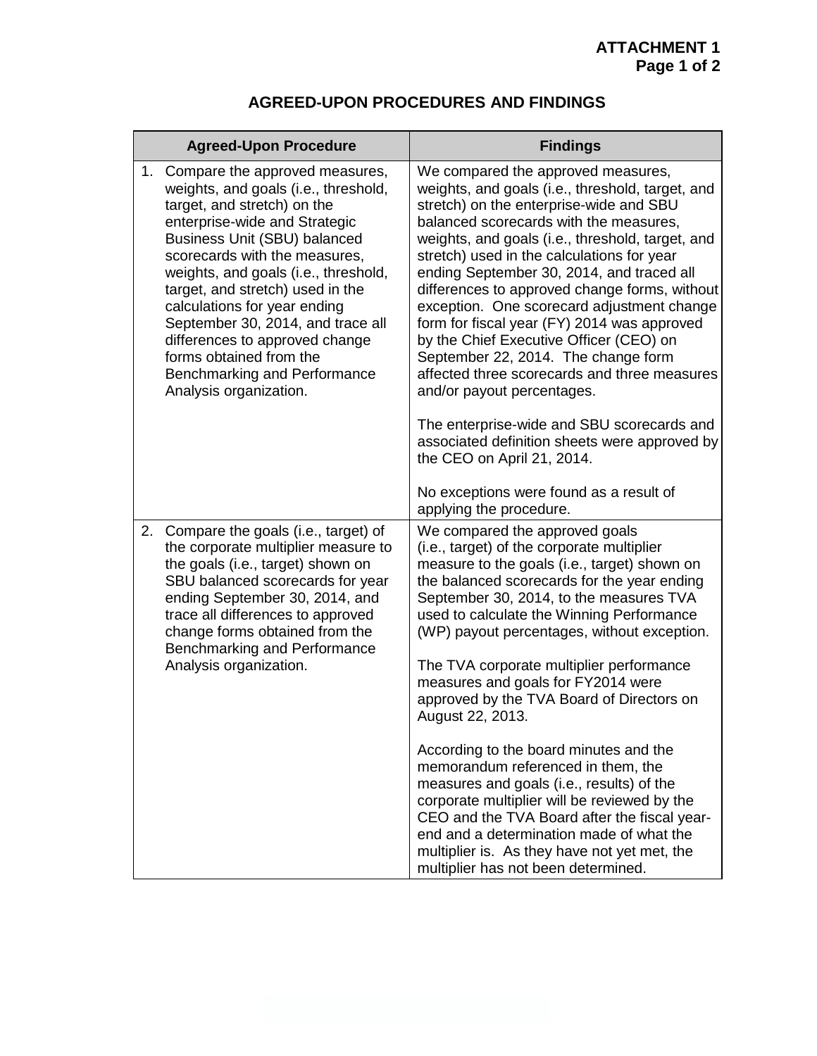**ATTACHMENT 1**
**Page 1 of 2**

## AGREED-UPON PROCEDURES AND FINDINGS

| Agreed-Upon Procedure | Findings |
|---|---|
| 1. Compare the approved measures, weights, and goals (i.e., threshold, target, and stretch) on the enterprise-wide and Strategic Business Unit (SBU) balanced scorecards with the measures, weights, and goals (i.e., threshold, target, and stretch) used in the calculations for year ending September 30, 2014, and trace all differences to approved change forms obtained from the Benchmarking and Performance Analysis organization. | We compared the approved measures, weights, and goals (i.e., threshold, target, and stretch) on the enterprise-wide and SBU balanced scorecards with the measures, weights, and goals (i.e., threshold, target, and stretch) used in the calculations for year ending September 30, 2014, and traced all differences to approved change forms, without exception. One scorecard adjustment change form for fiscal year (FY) 2014 was approved by the Chief Executive Officer (CEO) on September 22, 2014. The change form affected three scorecards and three measures and/or payout percentages.<br><br>The enterprise-wide and SBU scorecards and associated definition sheets were approved by the CEO on April 21, 2014.<br><br>No exceptions were found as a result of applying the procedure. |
| 2. Compare the goals (i.e., target) of the corporate multiplier measure to the goals (i.e., target) shown on SBU balanced scorecards for year ending September 30, 2014, and trace all differences to approved change forms obtained from the Benchmarking and Performance Analysis organization. | We compared the approved goals (i.e., target) of the corporate multiplier measure to the goals (i.e., target) shown on the balanced scorecards for the year ending September 30, 2014, to the measures TVA used to calculate the Winning Performance (WP) payout percentages, without exception.<br><br>The TVA corporate multiplier performance measures and goals for FY2014 were approved by the TVA Board of Directors on August 22, 2013.<br><br>According to the board minutes and the memorandum referenced in them, the measures and goals (i.e., results) of the corporate multiplier will be reviewed by the CEO and the TVA Board after the fiscal year-end and a determination made of what the multiplier is. As they have not yet met, the multiplier has not been determined. |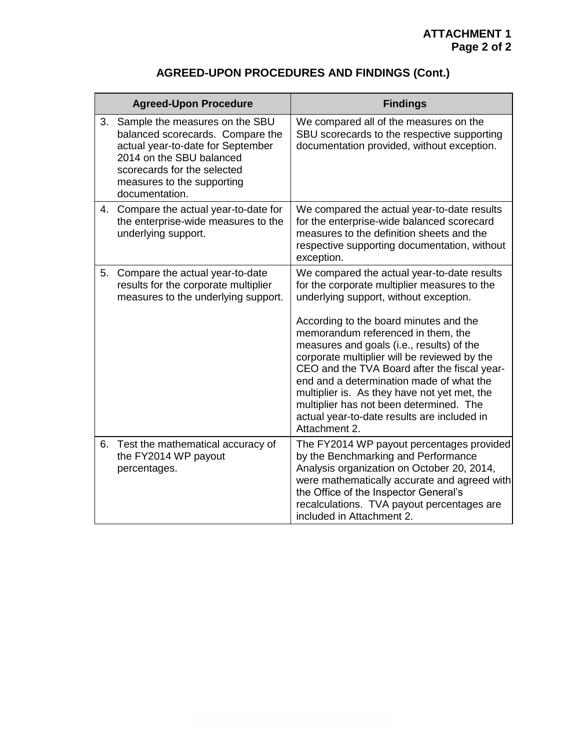**ATTACHMENT 1**
**Page 2 of 2**

## AGREED-UPON PROCEDURES AND FINDINGS (Cont.)

| Agreed-Upon Procedure | Findings |
|---|---|
| 3. Sample the measures on the SBU balanced scorecards. Compare the actual year-to-date for September 2014 on the SBU balanced scorecards for the selected measures to the supporting documentation. | We compared all of the measures on the SBU scorecards to the respective supporting documentation provided, without exception. |
| 4. Compare the actual year-to-date for the enterprise-wide measures to the underlying support. | We compared the actual year-to-date results for the enterprise-wide balanced scorecard measures to the definition sheets and the respective supporting documentation, without exception. |
| 5. Compare the actual year-to-date results for the corporate multiplier measures to the underlying support. | We compared the actual year-to-date results for the corporate multiplier measures to the underlying support, without exception.<br><br>According to the board minutes and the memorandum referenced in them, the measures and goals (i.e., results) of the corporate multiplier will be reviewed by the CEO and the TVA Board after the fiscal year-end and a determination made of what the multiplier is. As they have not yet met, the multiplier has not been determined. The actual year-to-date results are included in Attachment 2. |
| 6. Test the mathematical accuracy of the FY2014 WP payout percentages. | The FY2014 WP payout percentages provided by the Benchmarking and Performance Analysis organization on October 20, 2014, were mathematically accurate and agreed with the Office of the Inspector General's recalculations. TVA payout percentages are included in Attachment 2. |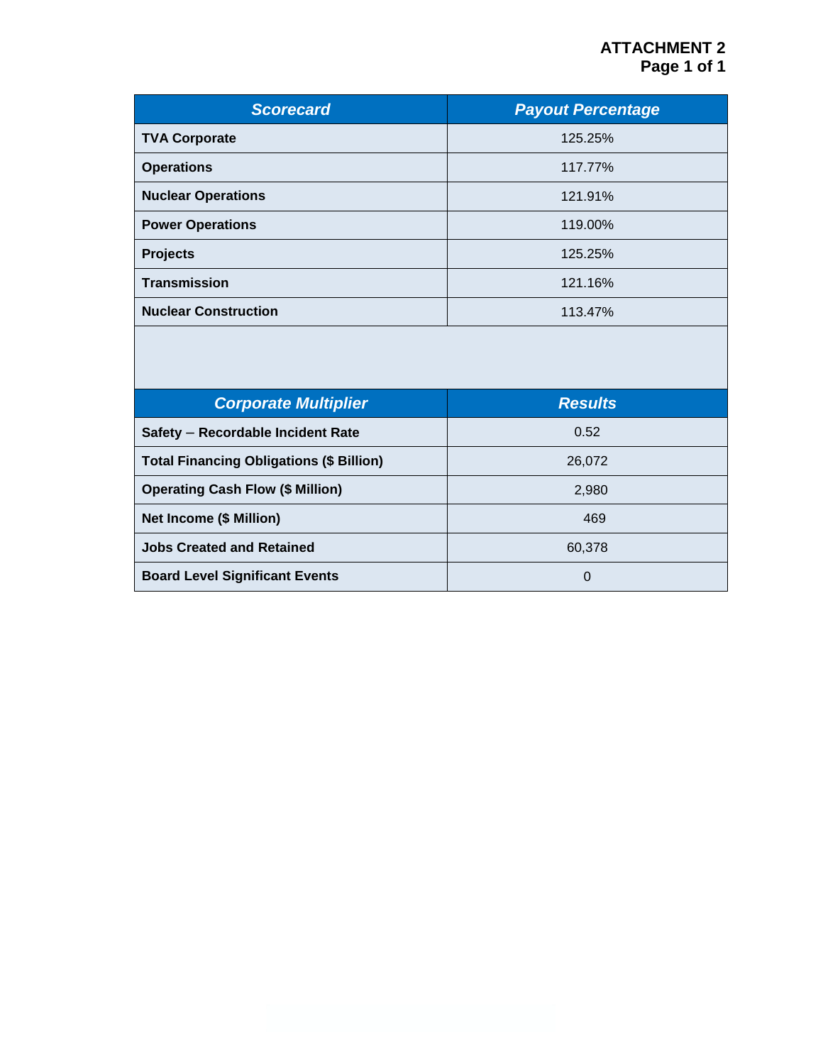**ATTACHMENT 2**
**Page 1 of 1**

| *Scorecard* | *Payout Percentage* |
|---|---|
| **TVA Corporate** | 125.25% |
| **Operations** | 117.77% |
| **Nuclear Operations** | 121.91% |
| **Power Operations** | 119.00% |
| **Projects** | 125.25% |
| **Transmission** | 121.16% |
| **Nuclear Construction** | 113.47% |

| *Corporate Multiplier* | *Results* |
|---|---|
| **Safety – Recordable Incident Rate** | 0.52 |
| **Total Financing Obligations ($ Billion)** | 26,072 |
| **Operating Cash Flow ($ Million)** | 2,980 |
| **Net Income ($ Million)** | 469 |
| **Jobs Created and Retained** | 60,378 |
| **Board Level Significant Events** | 0 |